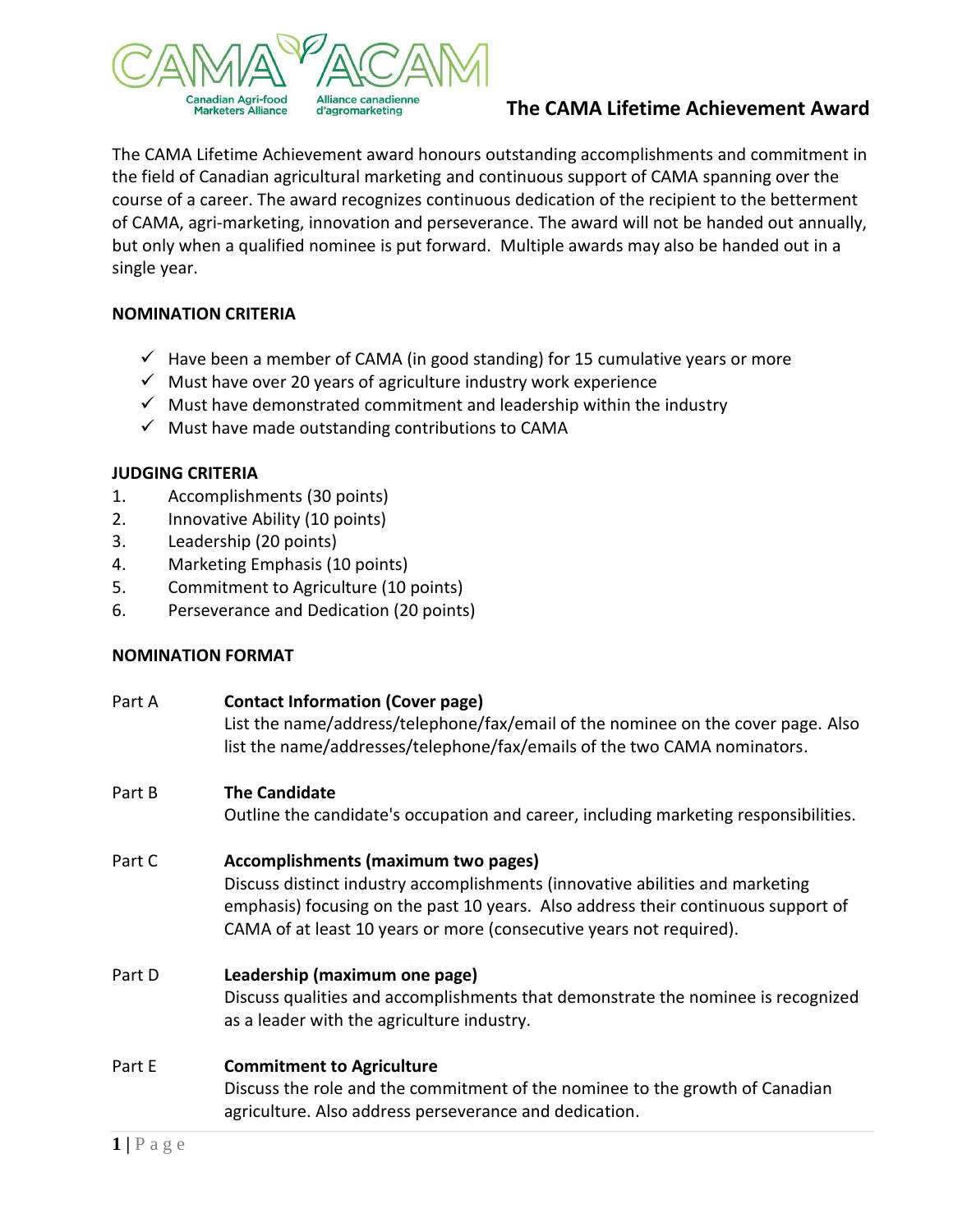# The CAMA Lifetime Achievement Award

The CAMA Lifetime Achievement award honours outstanding accomplishments and commitment in the field of Canadian agricultural marketing and continuous support of CAMA spanning over the course of a career. The award recognizes continuous dedication of the recipient to the betterment of CAMA, agri-marketing, innovation and perseverance. The award will not be handed out annually, but only when a qualified nominee is put forward. Multiple awards may also be handed out in a single year.

## NOMINATION CRITERIA

- ✓ Have been a member of CAMA (in good standing) for 15 cumulative years or more
- ✓ Must have over 20 years of agriculture industry work experience
- ✓ Must have demonstrated commitment and leadership within the industry
- ✓ Must have made outstanding contributions to CAMA

## JUDGING CRITERIA

1. Accomplishments (30 points)
2. Innovative Ability (10 points)
3. Leadership (20 points)
4. Marketing Emphasis (10 points)
5. Commitment to Agriculture (10 points)
6. Perseverance and Dedication (20 points)

## NOMINATION FORMAT

Part A **Contact Information (Cover page)**
List the name/address/telephone/fax/email of the nominee on the cover page. Also list the name/addresses/telephone/fax/emails of the two CAMA nominators.

Part B **The Candidate**
Outline the candidate's occupation and career, including marketing responsibilities.

Part C **Accomplishments (maximum two pages)**
Discuss distinct industry accomplishments (innovative abilities and marketing emphasis) focusing on the past 10 years. Also address their continuous support of CAMA of at least 10 years or more (consecutive years not required).

Part D **Leadership (maximum one page)**
Discuss qualities and accomplishments that demonstrate the nominee is recognized as a leader with the agriculture industry.

Part E **Commitment to Agriculture**
Discuss the role and the commitment of the nominee to the growth of Canadian agriculture. Also address perseverance and dedication.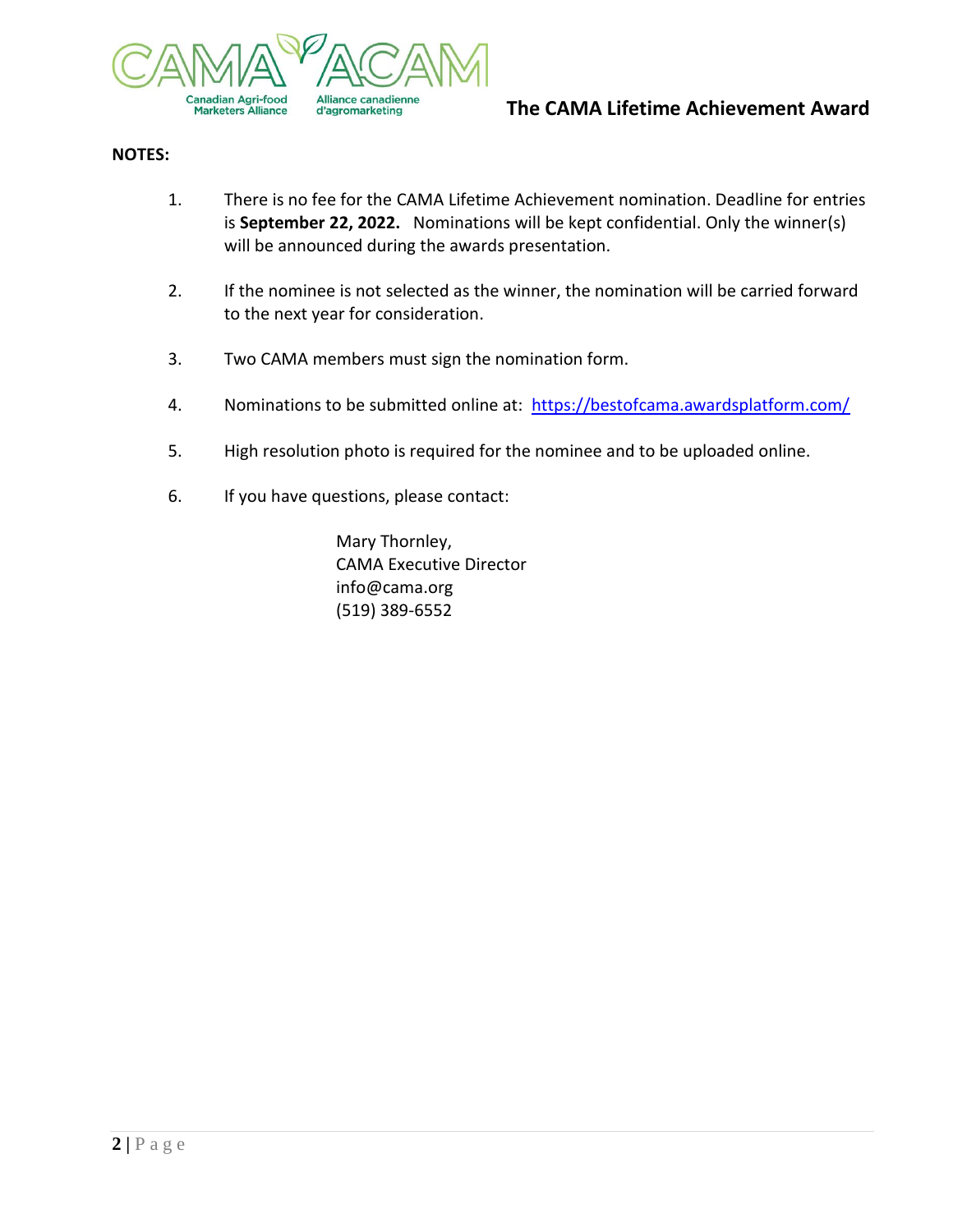**NOTES:**

1. There is no fee for the CAMA Lifetime Achievement nomination. Deadline for entries is **September 22, 2022.** Nominations will be kept confidential. Only the winner(s) will be announced during the awards presentation.

2. If the nominee is not selected as the winner, the nomination will be carried forward to the next year for consideration.

3. Two CAMA members must sign the nomination form.

4. Nominations to be submitted online at: https://bestofcama.awardsplatform.com/

5. High resolution photo is required for the nominee and to be uploaded online.

6. If you have questions, please contact:

   Mary Thornley,
   CAMA Executive Director
   info@cama.org
   (519) 389-6552